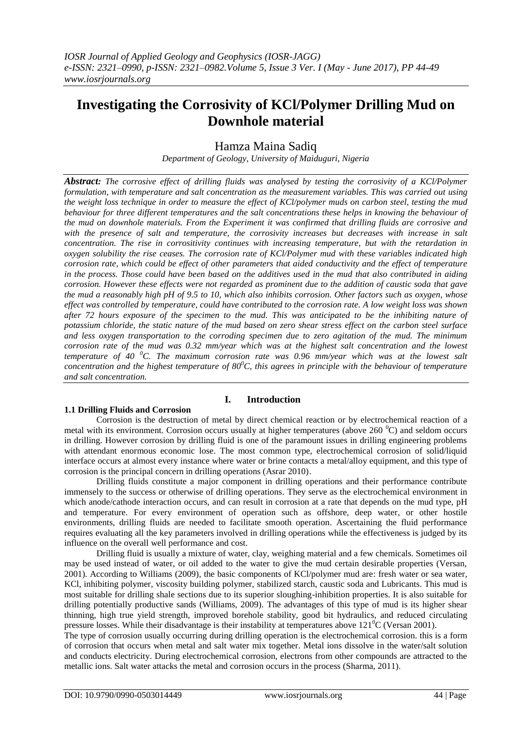# Investigating the Corrosivity of KCl/Polymer Drilling Mud on Downhole material

## Hamza Maina Sadiq

*Department of Geology, University of Maiduguri, Nigeria*

***Abstract:*** *The corrosive effect of drilling fluids was analysed by testing the corrosivity of a KCl/Polymer formulation, with temperature and salt concentration as the measurement variables. This was carried out using the weight loss technique in order to measure the effect of KCl/polymer muds on carbon steel, testing the mud behaviour for three different temperatures and the salt concentrations these helps in knowing the behaviour of the mud on downhole materials. From the Experiment it was confirmed that drilling fluids are corrosive and with the presence of salt and temperature, the corrosivity increases but decreases with increase in salt concentration. The rise in corrositivity continues with increasing temperature, but with the retardation in oxygen solubility the rise ceases. The corrosion rate of KCl/Polymer mud with these variables indicated high corrosion rate, which could be effect of other parameters that aided conductivity and the effect of temperature in the process. Those could have been based on the additives used in the mud that also contributed in aiding corrosion. However these effects were not regarded as prominent due to the addition of caustic soda that gave the mud a reasonably high pH of 9.5 to 10, which also inhibits corrosion. Other factors such as oxygen, whose effect was controlled by temperature, could have contributed to the corrosion rate. A low weight loss was shown after 72 hours exposure of the specimen to the mud. This was anticipated to be the inhibiting nature of potassium chloride, the static nature of the mud based on zero shear stress effect on the carbon steel surface and less oxygen transportation to the corroding specimen due to zero agitation of the mud. The minimum corrosion rate of the mud was 0.32 mm/year which was at the highest salt concentration and the lowest temperature of 40 $^{0}C$. The maximum corrosion rate was 0.96 mm/year which was at the lowest salt concentration and the highest temperature of $80^{0}C$, this agrees in principle with the behaviour of temperature and salt concentration.*

## I. Introduction

### 1.1 Drilling Fluids and Corrosion

Corrosion is the destruction of metal by direct chemical reaction or by electrochemical reaction of a metal with its environment. Corrosion occurs usually at higher temperatures (above 260 $^{0}C$) and seldom occurs in drilling. However corrosion by drilling fluid is one of the paramount issues in drilling engineering problems with attendant enormous economic lose. The most common type, electrochemical corrosion of solid/liquid interface occurs at almost every instance where water or brine contacts a metal/alloy equipment, and this type of corrosion is the principal concern in drilling operations (Asrar 2010).

Drilling fluids constitute a major component in drilling operations and their performance contribute immensely to the success or otherwise of drilling operations. They serve as the electrochemical environment in which anode/cathode interaction occurs, and can result in corrosion at a rate that depends on the mud type, pH and temperature. For every environment of operation such as offshore, deep water, or other hostile environments, drilling fluids are needed to facilitate smooth operation. Ascertaining the fluid performance requires evaluating all the key parameters involved in drilling operations while the effectiveness is judged by its influence on the overall well performance and cost.

Drilling fluid is usually a mixture of water, clay, weighing material and a few chemicals. Sometimes oil may be used instead of water, or oil added to the water to give the mud certain desirable properties (Versan, 2001). According to Williams (2009), the basic components of KCl/polymer mud are: fresh water or sea water, KCl, inhibiting polymer, viscosity building polymer, stabilized starch, caustic soda and Lubricants. This mud is most suitable for drilling shale sections due to its superior sloughing-inhibition properties. It is also suitable for drilling potentially productive sands (Williams, 2009). The advantages of this type of mud is its higher shear thinning, high true yield strength, improved borehole stability, good bit hydraulics, and reduced circulating pressure losses. While their disadvantage is their instability at temperatures above $121^{0}C$ (Versan 2001).

The type of corrosion usually occurring during drilling operation is the electrochemical corrosion. this is a form of corrosion that occurs when metal and salt water mix together. Metal ions dissolve in the water/salt solution and conducts electricity. During electrochemical corrosion, electrons from other compounds are attracted to the metallic ions. Salt water attacks the metal and corrosion occurs in the process (Sharma, 2011).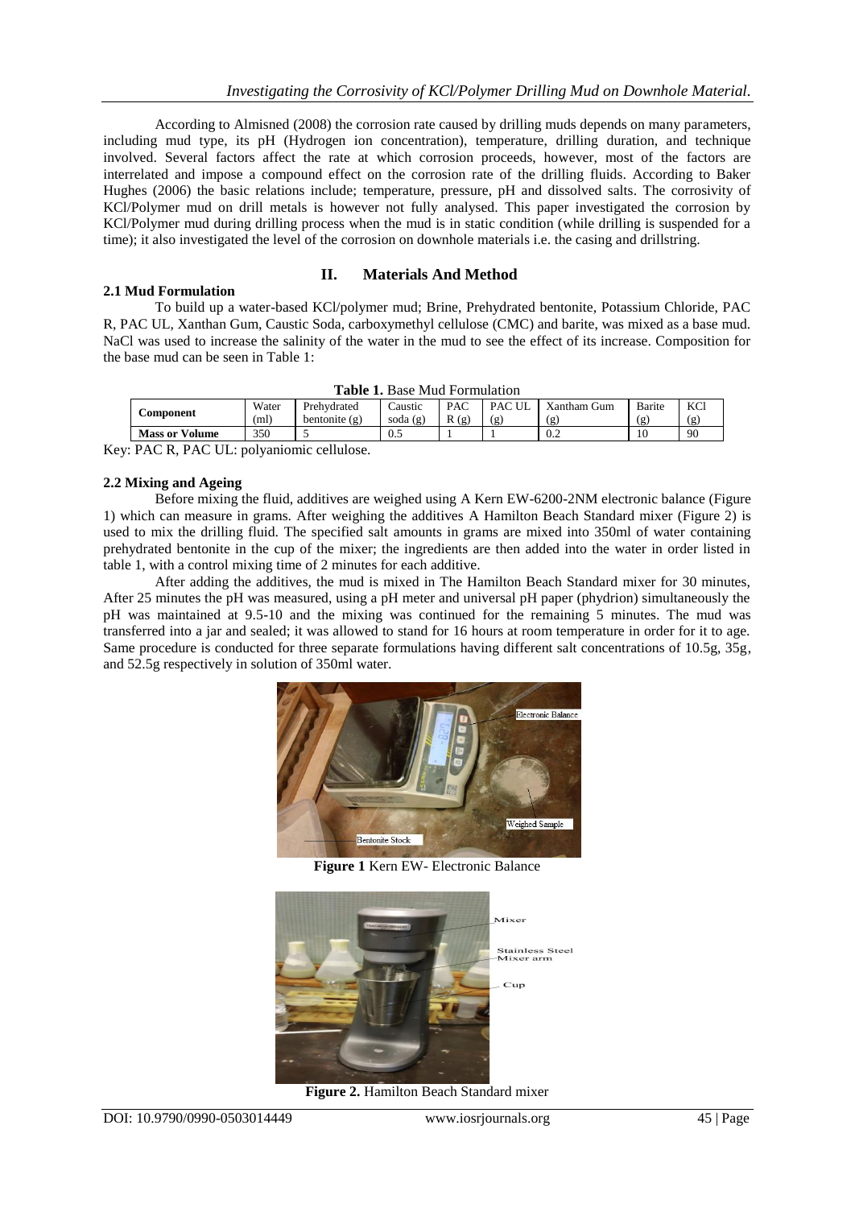According to Almisned (2008) the corrosion rate caused by drilling muds depends on many parameters, including mud type, its pH (Hydrogen ion concentration), temperature, drilling duration, and technique involved. Several factors affect the rate at which corrosion proceeds, however, most of the factors are interrelated and impose a compound effect on the corrosion rate of the drilling fluids. According to Baker Hughes (2006) the basic relations include; temperature, pressure, pH and dissolved salts. The corrosivity of KCl/Polymer mud on drill metals is however not fully analysed. This paper investigated the corrosion by KCl/Polymer mud during drilling process when the mud is in static condition (while drilling is suspended for a time); it also investigated the level of the corrosion on downhole materials i.e. the casing and drillstring.

## II. Materials And Method

### 2.1 Mud Formulation

To build up a water-based KCl/polymer mud; Brine, Prehydrated bentonite, Potassium Chloride, PAC R, PAC UL, Xanthan Gum, Caustic Soda, carboxymethyl cellulose (CMC) and barite, was mixed as a base mud. NaCl was used to increase the salinity of the water in the mud to see the effect of its increase. Composition for the base mud can be seen in Table 1:

**Table 1.** Base Mud Formulation

| Component | Water (ml) | Prehydrated bentonite (g) | Caustic soda (g) | PAC R (g) | PAC UL (g) | Xantham Gum (g) | Barite (g) | KCl (g) |
|---|---|---|---|---|---|---|---|---|
| **Mass or Volume** | 350 | 5 | 0.5 | 1 | 1 | 0.2 | 10 | 90 |

Key: PAC R, PAC UL: polyaniomic cellulose.

### 2.2 Mixing and Ageing

Before mixing the fluid, additives are weighed using A Kern EW-6200-2NM electronic balance (Figure 1) which can measure in grams. After weighing the additives A Hamilton Beach Standard mixer (Figure 2) is used to mix the drilling fluid. The specified salt amounts in grams are mixed into 350ml of water containing prehydrated bentonite in the cup of the mixer; the ingredients are then added into the water in order listed in table 1, with a control mixing time of 2 minutes for each additive.

After adding the additives, the mud is mixed in The Hamilton Beach Standard mixer for 30 minutes, After 25 minutes the pH was measured, using a pH meter and universal pH paper (phydrion) simultaneously the pH was maintained at 9.5-10 and the mixing was continued for the remaining 5 minutes. The mud was transferred into a jar and sealed; it was allowed to stand for 16 hours at room temperature in order for it to age. Same procedure is conducted for three separate formulations having different salt concentrations of 10.5g, 35g, and 52.5g respectively in solution of 350ml water.

**Figure 1** Kern EW- Electronic Balance

**Figure 2.** Hamilton Beach Standard mixer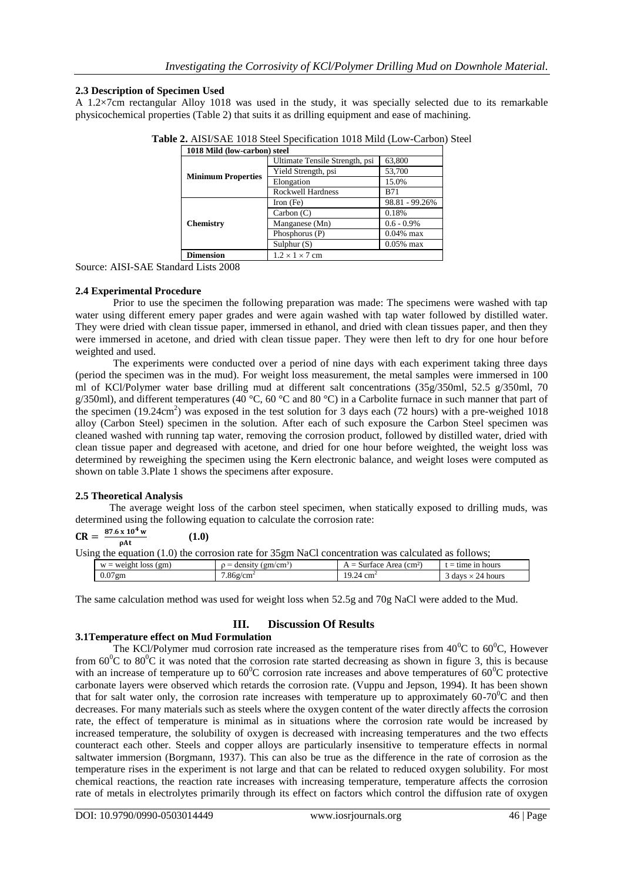### 2.3 Description of Specimen Used

A 1.2×7cm rectangular Alloy 1018 was used in the study, it was specially selected due to its remarkable physicochemical properties (Table 2) that suits it as drilling equipment and ease of machining.

**Table 2.** AISI/SAE 1018 Steel Specification 1018 Mild (Low-Carbon) Steel

| 1018 Mild (low-carbon) steel | | |
|---|---|---|
| **Minimum Properties** | Ultimate Tensile Strength, psi | 63,800 |
| | Yield Strength, psi | 53,700 |
| | Elongation | 15.0% |
| | Rockwell Hardness | B71 |
| **Chemistry** | Iron (Fe) | 98.81 - 99.26% |
| | Carbon (C) | 0.18% |
| | Manganese (Mn) | 0.6 - 0.9% |
| | Phosphorus (P) | 0.04% max |
| | Sulphur (S) | 0.05% max |
| **Dimension** | 1.2 × 1 × 7 cm | |

Source: AISI-SAE Standard Lists 2008

### 2.4 Experimental Procedure

Prior to use the specimen the following preparation was made: The specimens were washed with tap water using different emery paper grades and were again washed with tap water followed by distilled water. They were dried with clean tissue paper, immersed in ethanol, and dried with clean tissues paper, and then they were immersed in acetone, and dried with clean tissue paper. They were then left to dry for one hour before weighted and used.

The experiments were conducted over a period of nine days with each experiment taking three days (period the specimen was in the mud). For weight loss measurement, the metal samples were immersed in 100 ml of KCl/Polymer water base drilling mud at different salt concentrations (35g/350ml, 52.5 g/350ml, 70 g/350ml), and different temperatures (40 °C, 60 °C and 80 °C) in a Carbolite furnace in such manner that part of the specimen (19.24cm$^2$) was exposed in the test solution for 3 days each (72 hours) with a pre-weighed 1018 alloy (Carbon Steel) specimen in the solution. After each of such exposure the Carbon Steel specimen was cleaned washed with running tap water, removing the corrosion product, followed by distilled water, dried with clean tissue paper and degreased with acetone, and dried for one hour before weighted, the weight loss was determined by reweighing the specimen using the Kern electronic balance, and weight loses were computed as shown on table 3.Plate 1 shows the specimens after exposure.

### 2.5 Theoretical Analysis

The average weight loss of the carbon steel specimen, when statically exposed to drilling muds, was determined using the following equation to calculate the corrosion rate:

$$\mathbf{CR} = \frac{87.6 \times 10^4\, w}{\rho A t} \qquad \mathbf{(1.0)}$$

Using the equation (1.0) the corrosion rate for 35gm NaCl concentration was calculated as follows;

| w = weight loss (gm) | ρ = density (gm/cm³) | A = Surface Area (cm²) | t = time in hours |
|---|---|---|---|
| 0.07gm | 7.86g/cm$^2$ | 19.24 cm$^2$ | 3 days × 24 hours |

The same calculation method was used for weight loss when 52.5g and 70g NaCl were added to the Mud.

## III. Discussion Of Results

### 3.1 Temperature effect on Mud Formulation

The KCl/Polymer mud corrosion rate increased as the temperature rises from 40$^0$C to 60$^0$C, However from 60$^0$C to 80$^0$C it was noted that the corrosion rate started decreasing as shown in figure 3, this is because with an increase of temperature up to 60$^0$C corrosion rate increases and above temperatures of 60$^0$C protective carbonate layers were observed which retards the corrosion rate. (Vuppu and Jepson, 1994). It has been shown that for salt water only, the corrosion rate increases with temperature up to approximately 60-70$^0$C and then decreases. For many materials such as steels where the oxygen content of the water directly affects the corrosion rate, the effect of temperature is minimal as in situations where the corrosion rate would be increased by increased temperature, the solubility of oxygen is decreased with increasing temperatures and the two effects counteract each other. Steels and copper alloys are particularly insensitive to temperature effects in normal saltwater immersion (Borgmann, 1937). This can also be true as the difference in the rate of corrosion as the temperature rises in the experiment is not large and that can be related to reduced oxygen solubility. For most chemical reactions, the reaction rate increases with increasing temperature, temperature affects the corrosion rate of metals in electrolytes primarily through its effect on factors which control the diffusion rate of oxygen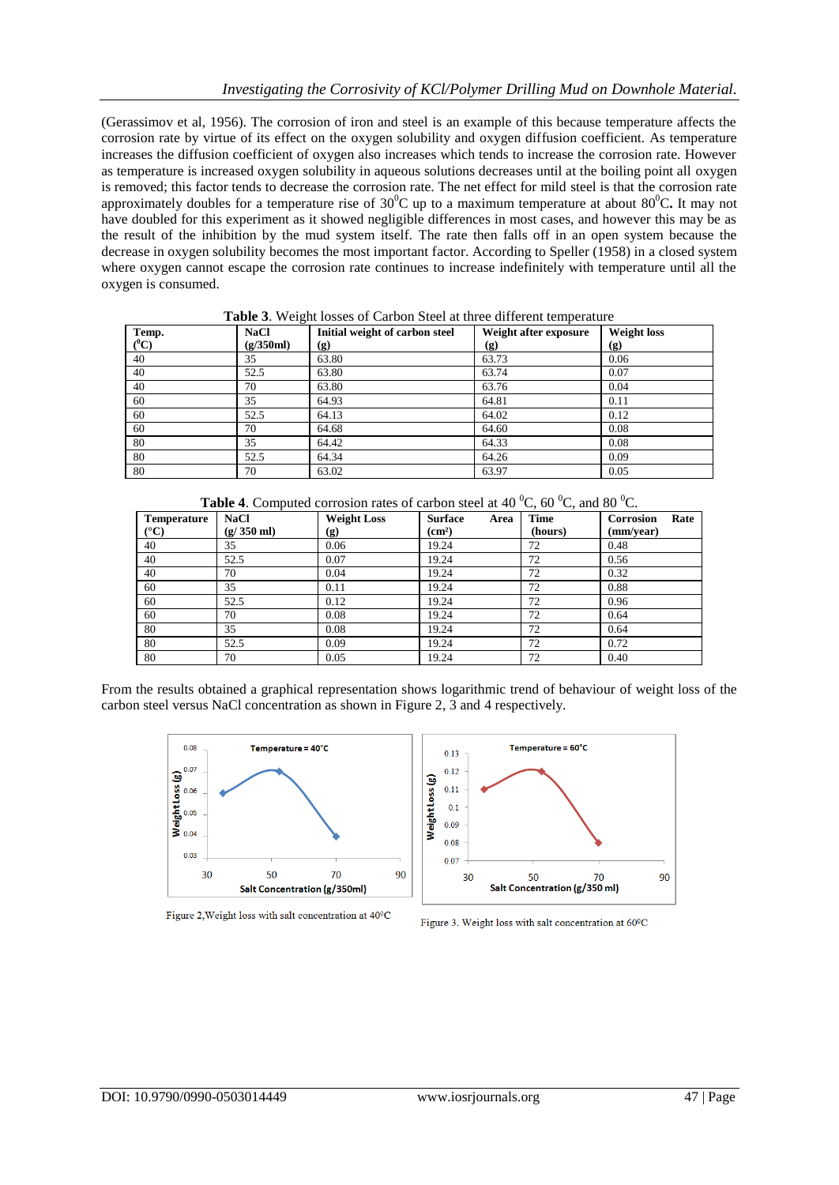(Gerassimov et al, 1956). The corrosion of iron and steel is an example of this because temperature affects the corrosion rate by virtue of its effect on the oxygen solubility and oxygen diffusion coefficient. As temperature increases the diffusion coefficient of oxygen also increases which tends to increase the corrosion rate. However as temperature is increased oxygen solubility in aqueous solutions decreases until at the boiling point all oxygen is removed; this factor tends to decrease the corrosion rate. The net effect for mild steel is that the corrosion rate approximately doubles for a temperature rise of $30^0$C up to a maximum temperature at about $80^0$C**.** It may not have doubled for this experiment as it showed negligible differences in most cases, and however this may be as the result of the inhibition by the mud system itself. The rate then falls off in an open system because the decrease in oxygen solubility becomes the most important factor. According to Speller (1958) in a closed system where oxygen cannot escape the corrosion rate continues to increase indefinitely with temperature until all the oxygen is consumed.

**Table 3**. Weight losses of Carbon Steel at three different temperature

| Temp. ($^0$C) | NaCl (g/350ml) | Initial weight of carbon steel (g) | Weight after exposure (g) | Weight loss (g) |
|---|---|---|---|---|
| 40 | 35 | 63.80 | 63.73 | 0.06 |
| 40 | 52.5 | 63.80 | 63.74 | 0.07 |
| 40 | 70 | 63.80 | 63.76 | 0.04 |
| 60 | 35 | 64.93 | 64.81 | 0.11 |
| 60 | 52.5 | 64.13 | 64.02 | 0.12 |
| 60 | 70 | 64.68 | 64.60 | 0.08 |
| 80 | 35 | 64.42 | 64.33 | 0.08 |
| 80 | 52.5 | 64.34 | 64.26 | 0.09 |
| 80 | 70 | 63.02 | 63.97 | 0.05 |

**Table 4**. Computed corrosion rates of carbon steel at 40 $^0$C, 60 $^0$C, and 80 $^0$C.

| Temperature (°C) | NaCl (g/ 350 ml) | Weight Loss (g) | Surface Area (cm²) | Time (hours) | Corrosion Rate (mm/year) |
|---|---|---|---|---|---|
| 40 | 35 | 0.06 | 19.24 | 72 | 0.48 |
| 40 | 52.5 | 0.07 | 19.24 | 72 | 0.56 |
| 40 | 70 | 0.04 | 19.24 | 72 | 0.32 |
| 60 | 35 | 0.11 | 19.24 | 72 | 0.88 |
| 60 | 52.5 | 0.12 | 19.24 | 72 | 0.96 |
| 60 | 70 | 0.08 | 19.24 | 72 | 0.64 |
| 80 | 35 | 0.08 | 19.24 | 72 | 0.64 |
| 80 | 52.5 | 0.09 | 19.24 | 72 | 0.72 |
| 80 | 70 | 0.05 | 19.24 | 72 | 0.40 |

From the results obtained a graphical representation shows logarithmic trend of behaviour of weight loss of the carbon steel versus NaCl concentration as shown in Figure 2, 3 and 4 respectively.

Figure 2,Weight loss with salt concentration at 40$^0$C

Figure 3. Weight loss with salt concentration at 60$^0$C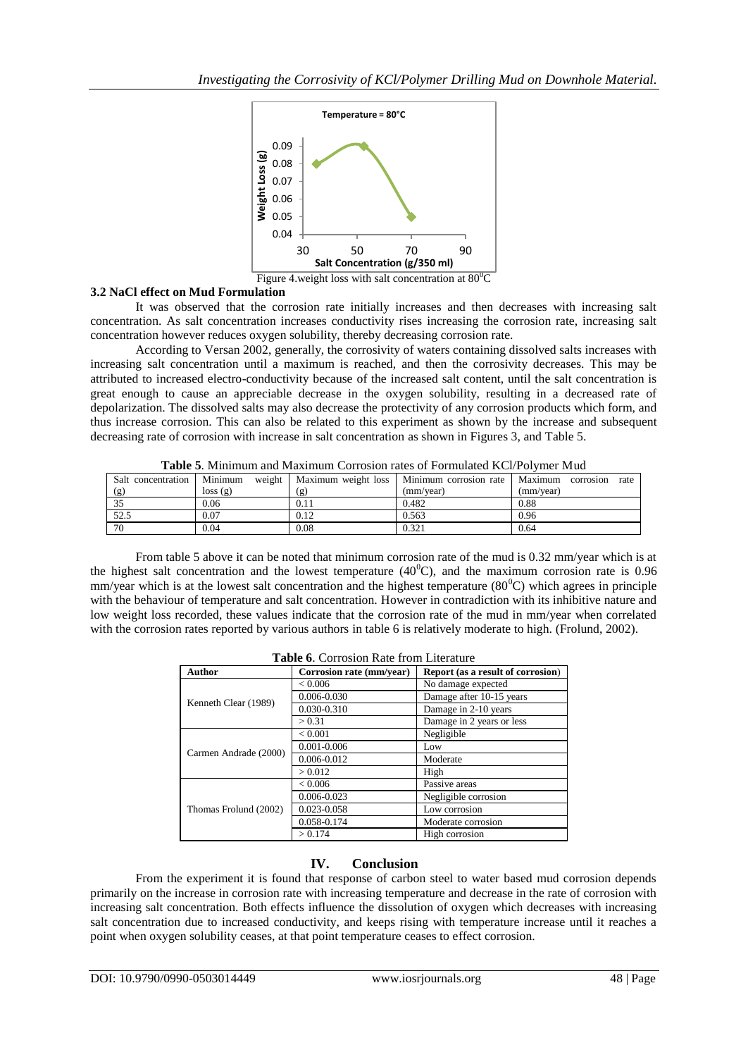Figure 4.weight loss with salt concentration at $80^0$C

### 3.2 NaCl effect on Mud Formulation

It was observed that the corrosion rate initially increases and then decreases with increasing salt concentration. As salt concentration increases conductivity rises increasing the corrosion rate, increasing salt concentration however reduces oxygen solubility, thereby decreasing corrosion rate.

According to Versan 2002, generally, the corrosivity of waters containing dissolved salts increases with increasing salt concentration until a maximum is reached, and then the corrosivity decreases. This may be attributed to increased electro-conductivity because of the increased salt content, until the salt concentration is great enough to cause an appreciable decrease in the oxygen solubility, resulting in a decreased rate of depolarization. The dissolved salts may also decrease the protectivity of any corrosion products which form, and thus increase corrosion. This can also be related to this experiment as shown by the increase and subsequent decreasing rate of corrosion with increase in salt concentration as shown in Figures 3, and Table 5.

**Table 5**. Minimum and Maximum Corrosion rates of Formulated KCl/Polymer Mud

| Salt concentration (g) | Minimum weight loss (g) | Maximum weight loss (g) | Minimum corrosion rate (mm/year) | Maximum corrosion rate (mm/year) |
|---|---|---|---|---|
| 35 | 0.06 | 0.11 | 0.482 | 0.88 |
| 52.5 | 0.07 | 0.12 | 0.563 | 0.96 |
| 70 | 0.04 | 0.08 | 0.321 | 0.64 |

From table 5 above it can be noted that minimum corrosion rate of the mud is 0.32 mm/year which is at the highest salt concentration and the lowest temperature ($40^0$C), and the maximum corrosion rate is 0.96 mm/year which is at the lowest salt concentration and the highest temperature ($80^0$C) which agrees in principle with the behaviour of temperature and salt concentration. However in contradiction with its inhibitive nature and low weight loss recorded, these values indicate that the corrosion rate of the mud in mm/year when correlated with the corrosion rates reported by various authors in table 6 is relatively moderate to high. (Frolund, 2002).

**Table 6**. Corrosion Rate from Literature

| Author | Corrosion rate (mm/year) | Report (as a result of corrosion) |
|---|---|---|
| Kenneth Clear (1989) | < 0.006 | No damage expected |
| | 0.006-0.030 | Damage after 10-15 years |
| | 0.030-0.310 | Damage in 2-10 years |
| | > 0.31 | Damage in 2 years or less |
| Carmen Andrade (2000) | < 0.001 | Negligible |
| | 0.001-0.006 | Low |
| | 0.006-0.012 | Moderate |
| | > 0.012 | High |
| Thomas Frolund (2002) | < 0.006 | Passive areas |
| | 0.006-0.023 | Negligible corrosion |
| | 0.023-0.058 | Low corrosion |
| | 0.058-0.174 | Moderate corrosion |
| | > 0.174 | High corrosion |

## IV. Conclusion

From the experiment it is found that response of carbon steel to water based mud corrosion depends primarily on the increase in corrosion rate with increasing temperature and decrease in the rate of corrosion with increasing salt concentration. Both effects influence the dissolution of oxygen which decreases with increasing salt concentration due to increased conductivity, and keeps rising with temperature increase until it reaches a point when oxygen solubility ceases, at that point temperature ceases to effect corrosion.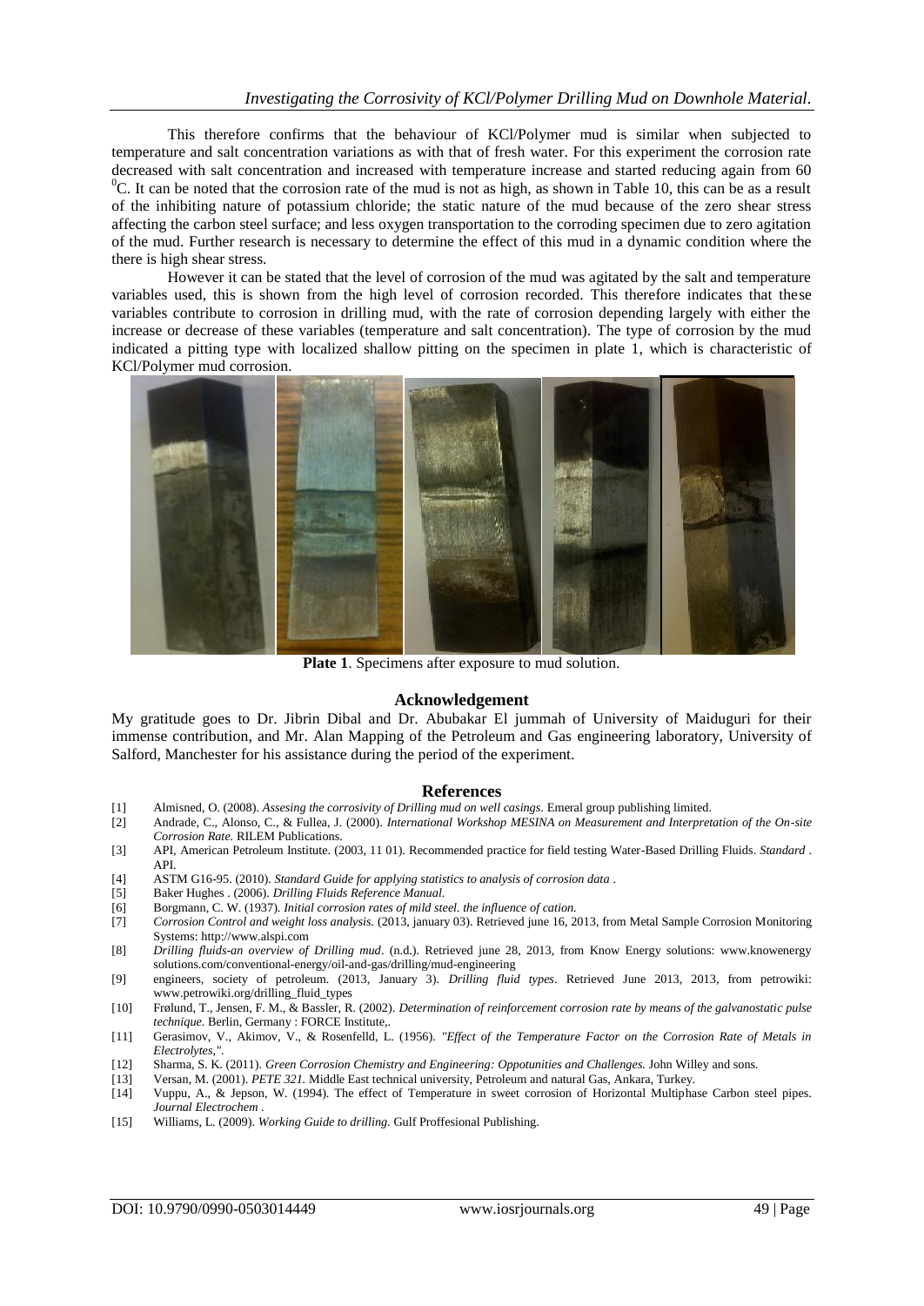This therefore confirms that the behaviour of KCl/Polymer mud is similar when subjected to temperature and salt concentration variations as with that of fresh water. For this experiment the corrosion rate decreased with salt concentration and increased with temperature increase and started reducing again from 60 $^0$C. It can be noted that the corrosion rate of the mud is not as high, as shown in Table 10, this can be as a result of the inhibiting nature of potassium chloride; the static nature of the mud because of the zero shear stress affecting the carbon steel surface; and less oxygen transportation to the corroding specimen due to zero agitation of the mud. Further research is necessary to determine the effect of this mud in a dynamic condition where the there is high shear stress.

However it can be stated that the level of corrosion of the mud was agitated by the salt and temperature variables used, this is shown from the high level of corrosion recorded. This therefore indicates that these variables contribute to corrosion in drilling mud, with the rate of corrosion depending largely with either the increase or decrease of these variables (temperature and salt concentration). The type of corrosion by the mud indicated a pitting type with localized shallow pitting on the specimen in plate 1, which is characteristic of KCl/Polymer mud corrosion.

**Plate 1**. Specimens after exposure to mud solution.

## Acknowledgement

My gratitude goes to Dr. Jibrin Dibal and Dr. Abubakar El jummah of University of Maiduguri for their immense contribution, and Mr. Alan Mapping of the Petroleum and Gas engineering laboratory, University of Salford, Manchester for his assistance during the period of the experiment.

## References

[1] Almisned, O. (2008). *Assesing the corrosivity of Drilling mud on well casings.* Emeral group publishing limited.

[2] Andrade, C., Alonso, C., & Fullea, J. (2000). *International Workshop MESINA on Measurement and Interpretation of the On-site Corrosion Rate.* RILEM Publications.

[3] API, American Petroleum Institute. (2003, 11 01). Recommended practice for field testing Water-Based Drilling Fluids. *Standard* . API.

[4] ASTM G16-95. (2010). *Standard Guide for applying statistics to analysis of corrosion data* .

[5] Baker Hughes . (2006). *Drilling Fluids Reference Manual.*

[6] Borgmann, C. W. (1937). *Initial corrosion rates of mild steel. the influence of cation.*

[7] *Corrosion Control and weight loss analysis.* (2013, january 03). Retrieved june 16, 2013, from Metal Sample Corrosion Monitoring Systems: http://www.alspi.com

[8] *Drilling fluids-an overview of Drilling mud*. (n.d.). Retrieved june 28, 2013, from Know Energy solutions: www.knowenergy solutions.com/conventional-energy/oil-and-gas/drilling/mud-engineering

[9] engineers, society of petroleum. (2013, January 3). *Drilling fluid types*. Retrieved June 2013, 2013, from petrowiki: www.petrowiki.org/drilling_fluid_types

[10] Frølund, T., Jensen, F. M., & Bassler, R. (2002). *Determination of reinforcement corrosion rate by means of the galvanostatic pulse technique.* Berlin, Germany : FORCE Institute,.

[11] Gerasimov, V., Akimov, V., & Rosenfelld, L. (1956). *"Effect of the Temperature Factor on the Corrosion Rate of Metals in Electrolytes,"*.

[12] Sharma, S. K. (2011). *Green Corrosion Chemistry and Engineering: Oppotunities and Challenges.* John Willey and sons.

[13] Versan, M. (2001). *PETE 321.* Middle East technical university, Petroleum and natural Gas, Ankara, Turkey.

[14] Vuppu, A., & Jepson, W. (1994). The effect of Temperature in sweet corrosion of Horizontal Multiphase Carbon steel pipes. *Journal Electrochem* .

[15] Williams, L. (2009). *Working Guide to drilling.* Gulf Proffesional Publishing.